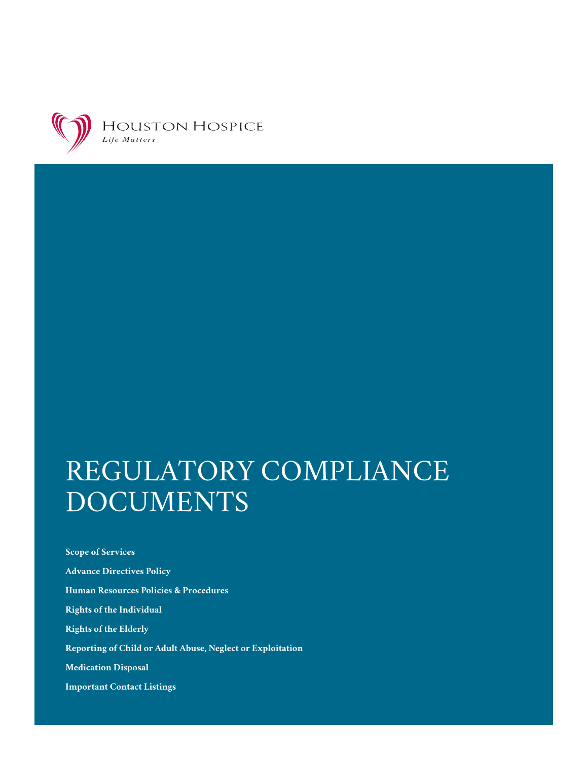HOUSTON HOSPICE

*Life Matters*

# REGULATORY COMPLIANCE DOCUMENTS

**Scope of Services**

**Advance Directives Policy**

**Human Resources Policies & Procedures**

**Rights of the Individual**

**Rights of the Elderly**

**Reporting of Child or Adult Abuse, Neglect or Exploitation**

**Medication Disposal**

**Important Contact Listings**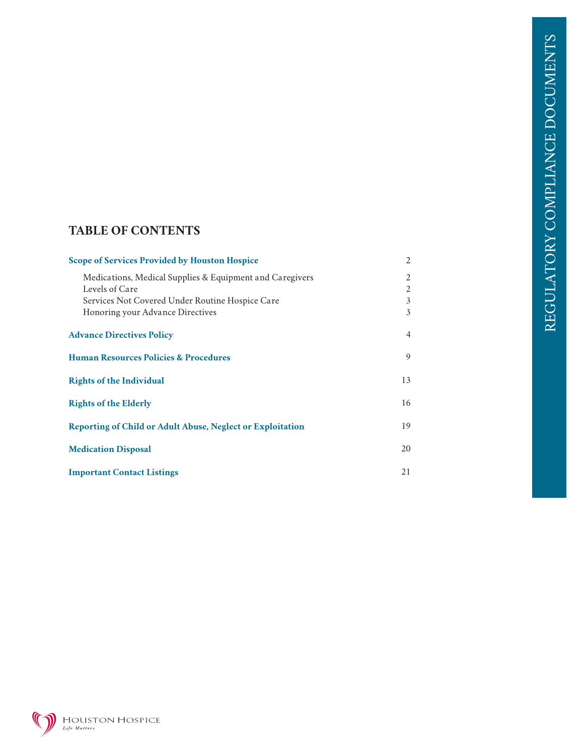# REGULATORY COMPLIANCE DOCUMENTS

## TABLE OF CONTENTS

| | |
|---|---|
| **Scope of Services Provided by Houston Hospice** | 2 |
| Medications, Medical Supplies & Equipment and Caregivers | 2 |
| Levels of Care | 2 |
| Services Not Covered Under Routine Hospice Care | 3 |
| Honoring your Advance Directives | 3 |
| **Advance Directives Policy** | 4 |
| **Human Resources Policies & Procedures** | 9 |
| **Rights of the Individual** | 13 |
| **Rights of the Elderly** | 16 |
| **Reporting of Child or Adult Abuse, Neglect or Exploitation** | 19 |
| **Medication Disposal** | 20 |
| **Important Contact Listings** | 21 |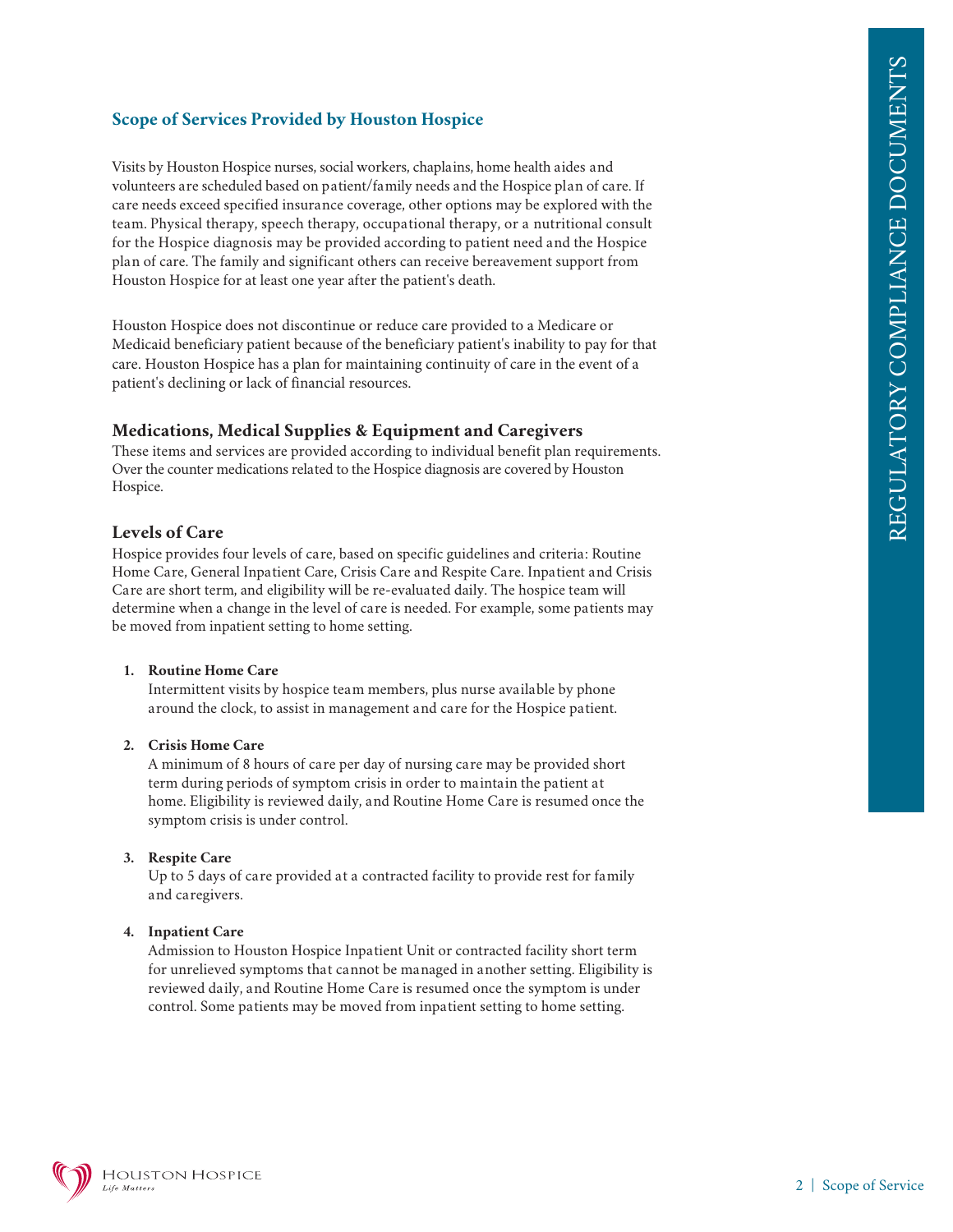## Scope of Services Provided by Houston Hospice

Visits by Houston Hospice nurses, social workers, chaplains, home health aides and volunteers are scheduled based on patient/family needs and the Hospice plan of care. If care needs exceed specified insurance coverage, other options may be explored with the team. Physical therapy, speech therapy, occupational therapy, or a nutritional consult for the Hospice diagnosis may be provided according to patient need and the Hospice plan of care. The family and significant others can receive bereavement support from Houston Hospice for at least one year after the patient's death.

Houston Hospice does not discontinue or reduce care provided to a Medicare or Medicaid beneficiary patient because of the beneficiary patient's inability to pay for that care. Houston Hospice has a plan for maintaining continuity of care in the event of a patient's declining or lack of financial resources.

### Medications, Medical Supplies & Equipment and Caregivers

These items and services are provided according to individual benefit plan requirements. Over the counter medications related to the Hospice diagnosis are covered by Houston Hospice.

### Levels of Care

Hospice provides four levels of care, based on specific guidelines and criteria: Routine Home Care, General Inpatient Care, Crisis Care and Respite Care. Inpatient and Crisis Care are short term, and eligibility will be re-evaluated daily. The hospice team will determine when a change in the level of care is needed. For example, some patients may be moved from inpatient setting to home setting.

1. **Routine Home Care**
   Intermittent visits by hospice team members, plus nurse available by phone around the clock, to assist in management and care for the Hospice patient.

2. **Crisis Home Care**
   A minimum of 8 hours of care per day of nursing care may be provided short term during periods of symptom crisis in order to maintain the patient at home. Eligibility is reviewed daily, and Routine Home Care is resumed once the symptom crisis is under control.

3. **Respite Care**
   Up to 5 days of care provided at a contracted facility to provide rest for family and caregivers.

4. **Inpatient Care**
   Admission to Houston Hospice Inpatient Unit or contracted facility short term for unrelieved symptoms that cannot be managed in another setting. Eligibility is reviewed daily, and Routine Home Care is resumed once the symptom is under control. Some patients may be moved from inpatient setting to home setting.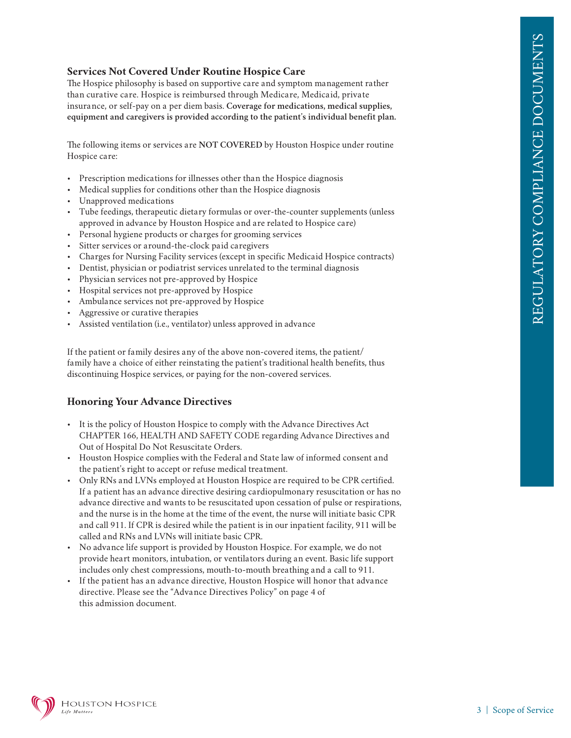### Services Not Covered Under Routine Hospice Care

The Hospice philosophy is based on supportive care and symptom management rather than curative care. Hospice is reimbursed through Medicare, Medicaid, private insurance, or self-pay on a per diem basis. **Coverage for medications, medical supplies, equipment and caregivers is provided according to the patient's individual benefit plan.**

The following items or services are **NOT COVERED** by Houston Hospice under routine Hospice care:

- Prescription medications for illnesses other than the Hospice diagnosis
- Medical supplies for conditions other than the Hospice diagnosis
- Unapproved medications
- Tube feedings, therapeutic dietary formulas or over-the-counter supplements (unless approved in advance by Houston Hospice and are related to Hospice care)
- Personal hygiene products or charges for grooming services
- Sitter services or around-the-clock paid caregivers
- Charges for Nursing Facility services (except in specific Medicaid Hospice contracts)
- Dentist, physician or podiatrist services unrelated to the terminal diagnosis
- Physician services not pre-approved by Hospice
- Hospital services not pre-approved by Hospice
- Ambulance services not pre-approved by Hospice
- Aggressive or curative therapies
- Assisted ventilation (i.e., ventilator) unless approved in advance

If the patient or family desires any of the above non-covered items, the patient/family have a choice of either reinstating the patient's traditional health benefits, thus discontinuing Hospice services, or paying for the non-covered services.

### Honoring Your Advance Directives

- It is the policy of Houston Hospice to comply with the Advance Directives Act CHAPTER 166, HEALTH AND SAFETY CODE regarding Advance Directives and Out of Hospital Do Not Resuscitate Orders.
- Houston Hospice complies with the Federal and State law of informed consent and the patient's right to accept or refuse medical treatment.
- Only RNs and LVNs employed at Houston Hospice are required to be CPR certified. If a patient has an advance directive desiring cardiopulmonary resuscitation or has no advance directive and wants to be resuscitated upon cessation of pulse or respirations, and the nurse is in the home at the time of the event, the nurse will initiate basic CPR and call 911. If CPR is desired while the patient is in our inpatient facility, 911 will be called and RNs and LVNs will initiate basic CPR.
- No advance life support is provided by Houston Hospice. For example, we do not provide heart monitors, intubation, or ventilators during an event. Basic life support includes only chest compressions, mouth-to-mouth breathing and a call to 911.
- If the patient has an advance directive, Houston Hospice will honor that advance directive. Please see the "Advance Directives Policy" on page 4 of this admission document.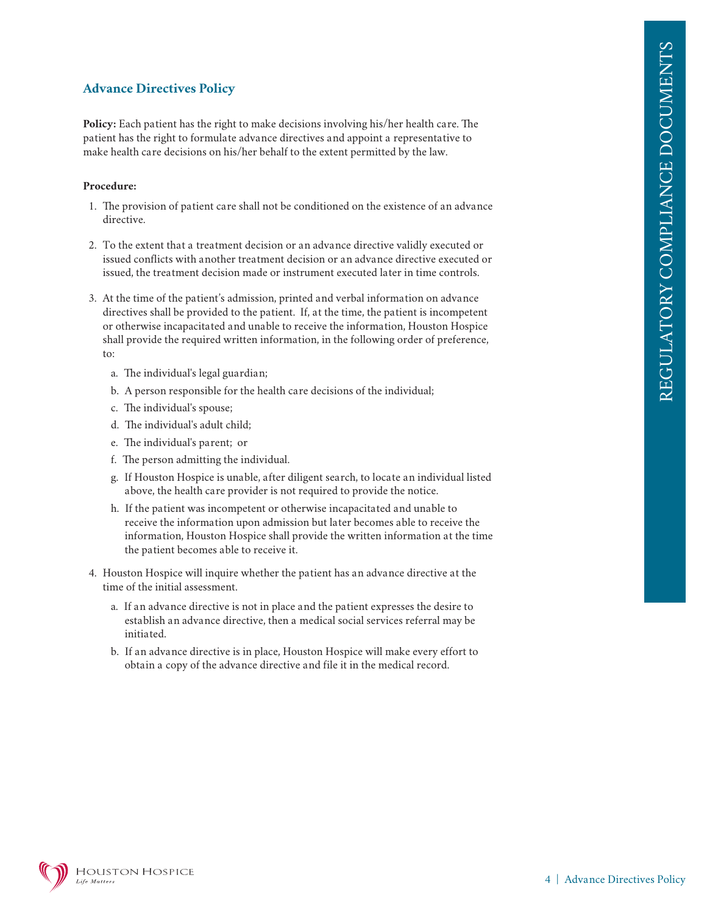## Advance Directives Policy

**Policy:** Each patient has the right to make decisions involving his/her health care. The patient has the right to formulate advance directives and appoint a representative to make health care decisions on his/her behalf to the extent permitted by the law.

**Procedure:**

1. The provision of patient care shall not be conditioned on the existence of an advance directive.

2. To the extent that a treatment decision or an advance directive validly executed or issued conflicts with another treatment decision or an advance directive executed or issued, the treatment decision made or instrument executed later in time controls.

3. At the time of the patient's admission, printed and verbal information on advance directives shall be provided to the patient. If, at the time, the patient is incompetent or otherwise incapacitated and unable to receive the information, Houston Hospice shall provide the required written information, in the following order of preference, to:

   a. The individual's legal guardian;

   b. A person responsible for the health care decisions of the individual;

   c. The individual's spouse;

   d. The individual's adult child;

   e. The individual's parent; or

   f. The person admitting the individual.

   g. If Houston Hospice is unable, after diligent search, to locate an individual listed above, the health care provider is not required to provide the notice.

   h. If the patient was incompetent or otherwise incapacitated and unable to receive the information upon admission but later becomes able to receive the information, Houston Hospice shall provide the written information at the time the patient becomes able to receive it.

4. Houston Hospice will inquire whether the patient has an advance directive at the time of the initial assessment.

   a. If an advance directive is not in place and the patient expresses the desire to establish an advance directive, then a medical social services referral may be initiated.

   b. If an advance directive is in place, Houston Hospice will make every effort to obtain a copy of the advance directive and file it in the medical record.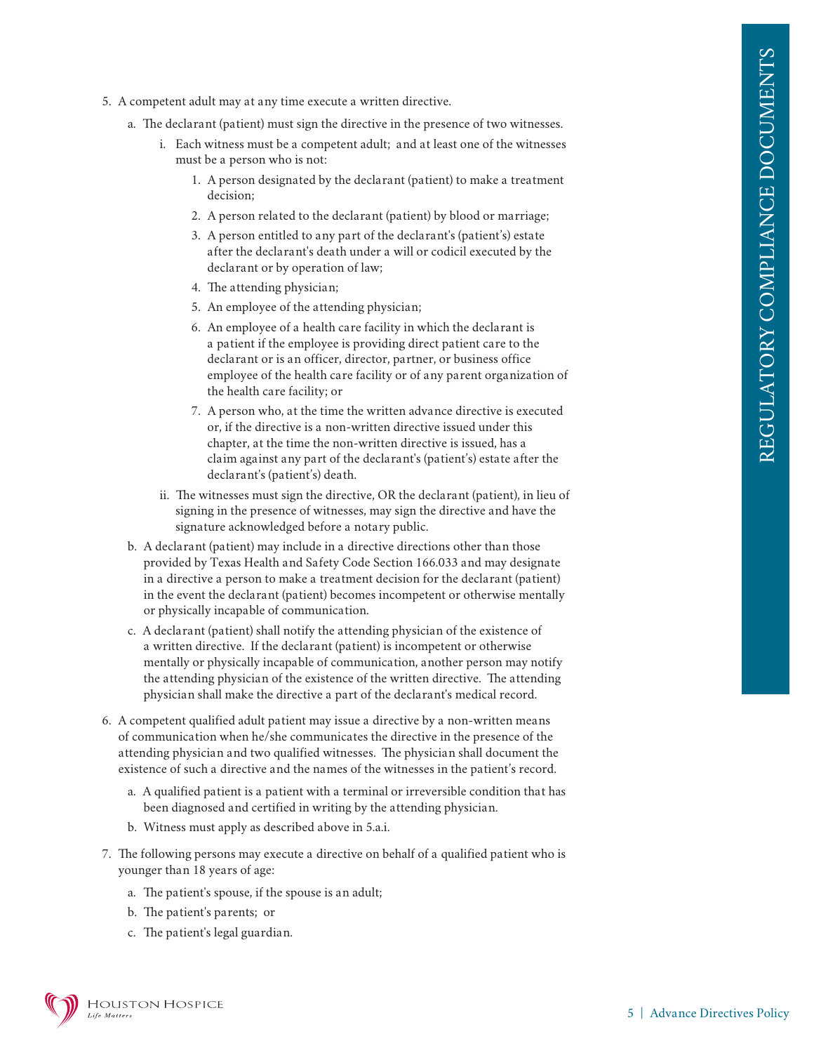5. A competent adult may at any time execute a written directive.
   a. The declarant (patient) must sign the directive in the presence of two witnesses.
      i. Each witness must be a competent adult; and at least one of the witnesses must be a person who is not:
         1. A person designated by the declarant (patient) to make a treatment decision;
         2. A person related to the declarant (patient) by blood or marriage;
         3. A person entitled to any part of the declarant's (patient's) estate after the declarant's death under a will or codicil executed by the declarant or by operation of law;
         4. The attending physician;
         5. An employee of the attending physician;
         6. An employee of a health care facility in which the declarant is a patient if the employee is providing direct patient care to the declarant or is an officer, director, partner, or business office employee of the health care facility or of any parent organization of the health care facility; or
         7. A person who, at the time the written advance directive is executed or, if the directive is a non-written directive issued under this chapter, at the time the non-written directive is issued, has a claim against any part of the declarant's (patient's) estate after the declarant's (patient's) death.
      ii. The witnesses must sign the directive, OR the declarant (patient), in lieu of signing in the presence of witnesses, may sign the directive and have the signature acknowledged before a notary public.
   b. A declarant (patient) may include in a directive directions other than those provided by Texas Health and Safety Code Section 166.033 and may designate in a directive a person to make a treatment decision for the declarant (patient) in the event the declarant (patient) becomes incompetent or otherwise mentally or physically incapable of communication.
   c. A declarant (patient) shall notify the attending physician of the existence of a written directive. If the declarant (patient) is incompetent or otherwise mentally or physically incapable of communication, another person may notify the attending physician of the existence of the written directive. The attending physician shall make the directive a part of the declarant's medical record.
6. A competent qualified adult patient may issue a directive by a non-written means of communication when he/she communicates the directive in the presence of the attending physician and two qualified witnesses. The physician shall document the existence of such a directive and the names of the witnesses in the patient's record.
   a. A qualified patient is a patient with a terminal or irreversible condition that has been diagnosed and certified in writing by the attending physician.
   b. Witness must apply as described above in 5.a.i.
7. The following persons may execute a directive on behalf of a qualified patient who is younger than 18 years of age:
   a. The patient's spouse, if the spouse is an adult;
   b. The patient's parents; or
   c. The patient's legal guardian.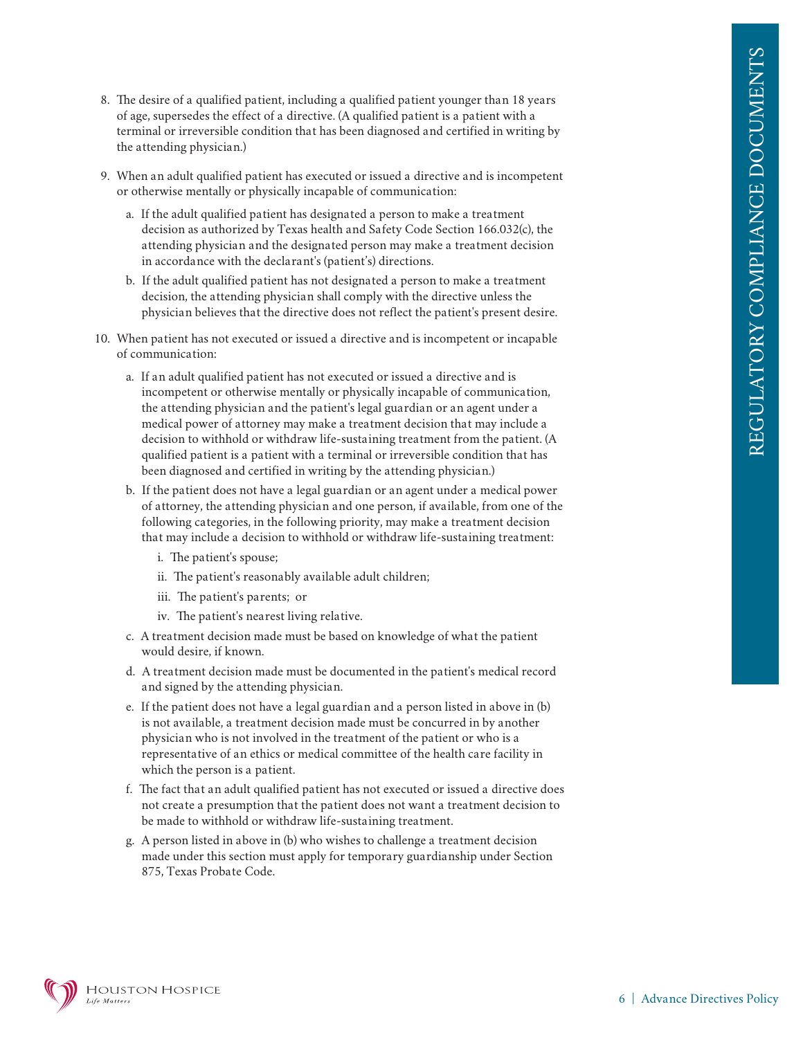8. The desire of a qualified patient, including a qualified patient younger than 18 years of age, supersedes the effect of a directive. (A qualified patient is a patient with a terminal or irreversible condition that has been diagnosed and certified in writing by the attending physician.)

9. When an adult qualified patient has executed or issued a directive and is incompetent or otherwise mentally or physically incapable of communication:

   a. If the adult qualified patient has designated a person to make a treatment decision as authorized by Texas health and Safety Code Section 166.032(c), the attending physician and the designated person may make a treatment decision in accordance with the declarant's (patient's) directions.

   b. If the adult qualified patient has not designated a person to make a treatment decision, the attending physician shall comply with the directive unless the physician believes that the directive does not reflect the patient's present desire.

10. When patient has not executed or issued a directive and is incompetent or incapable of communication:

    a. If an adult qualified patient has not executed or issued a directive and is incompetent or otherwise mentally or physically incapable of communication, the attending physician and the patient's legal guardian or an agent under a medical power of attorney may make a treatment decision that may include a decision to withhold or withdraw life-sustaining treatment from the patient. (A qualified patient is a patient with a terminal or irreversible condition that has been diagnosed and certified in writing by the attending physician.)

    b. If the patient does not have a legal guardian or an agent under a medical power of attorney, the attending physician and one person, if available, from one of the following categories, in the following priority, may make a treatment decision that may include a decision to withhold or withdraw life-sustaining treatment:

       i. The patient's spouse;

       ii. The patient's reasonably available adult children;

       iii. The patient's parents; or

       iv. The patient's nearest living relative.

    c. A treatment decision made must be based on knowledge of what the patient would desire, if known.

    d. A treatment decision made must be documented in the patient's medical record and signed by the attending physician.

    e. If the patient does not have a legal guardian and a person listed in above in (b) is not available, a treatment decision made must be concurred in by another physician who is not involved in the treatment of the patient or who is a representative of an ethics or medical committee of the health care facility in which the person is a patient.

    f. The fact that an adult qualified patient has not executed or issued a directive does not create a presumption that the patient does not want a treatment decision to be made to withhold or withdraw life-sustaining treatment.

    g. A person listed in above in (b) who wishes to challenge a treatment decision made under this section must apply for temporary guardianship under Section 875, Texas Probate Code.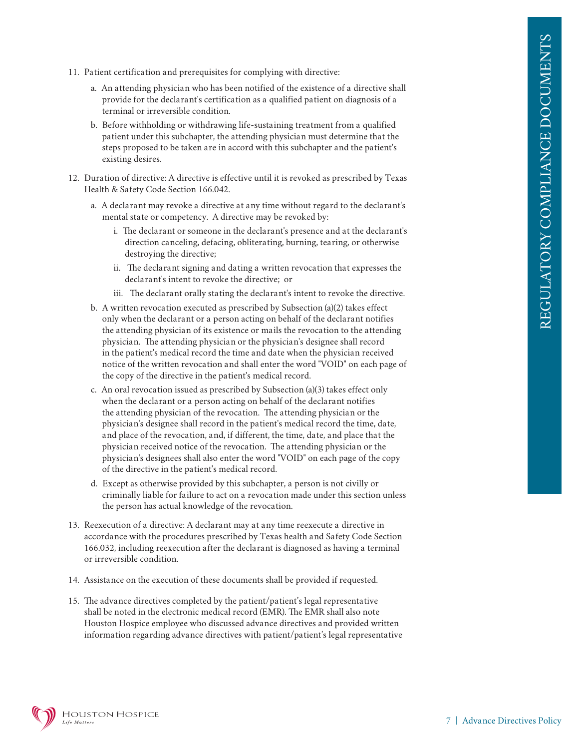11. Patient certification and prerequisites for complying with directive:
    a. An attending physician who has been notified of the existence of a directive shall provide for the declarant's certification as a qualified patient on diagnosis of a terminal or irreversible condition.
    b. Before withholding or withdrawing life-sustaining treatment from a qualified patient under this subchapter, the attending physician must determine that the steps proposed to be taken are in accord with this subchapter and the patient's existing desires.

12. Duration of directive: A directive is effective until it is revoked as prescribed by Texas Health & Safety Code Section 166.042.
    a. A declarant may revoke a directive at any time without regard to the declarant's mental state or competency. A directive may be revoked by:
        i. The declarant or someone in the declarant's presence and at the declarant's direction canceling, defacing, obliterating, burning, tearing, or otherwise destroying the directive;
        ii. The declarant signing and dating a written revocation that expresses the declarant's intent to revoke the directive; or
        iii. The declarant orally stating the declarant's intent to revoke the directive.
    b. A written revocation executed as prescribed by Subsection (a)(2) takes effect only when the declarant or a person acting on behalf of the declarant notifies the attending physician of its existence or mails the revocation to the attending physician. The attending physician or the physician's designee shall record in the patient's medical record the time and date when the physician received notice of the written revocation and shall enter the word "VOID" on each page of the copy of the directive in the patient's medical record.
    c. An oral revocation issued as prescribed by Subsection (a)(3) takes effect only when the declarant or a person acting on behalf of the declarant notifies the attending physician of the revocation. The attending physician or the physician's designee shall record in the patient's medical record the time, date, and place of the revocation, and, if different, the time, date, and place that the physician received notice of the revocation. The attending physician or the physician's designees shall also enter the word "VOID" on each page of the copy of the directive in the patient's medical record.
    d. Except as otherwise provided by this subchapter, a person is not civilly or criminally liable for failure to act on a revocation made under this section unless the person has actual knowledge of the revocation.

13. Reexecution of a directive: A declarant may at any time reexecute a directive in accordance with the procedures prescribed by Texas health and Safety Code Section 166.032, including reexecution after the declarant is diagnosed as having a terminal or irreversible condition.

14. Assistance on the execution of these documents shall be provided if requested.

15. The advance directives completed by the patient/patient's legal representative shall be noted in the electronic medical record (EMR). The EMR shall also note Houston Hospice employee who discussed advance directives and provided written information regarding advance directives with patient/patient's legal representative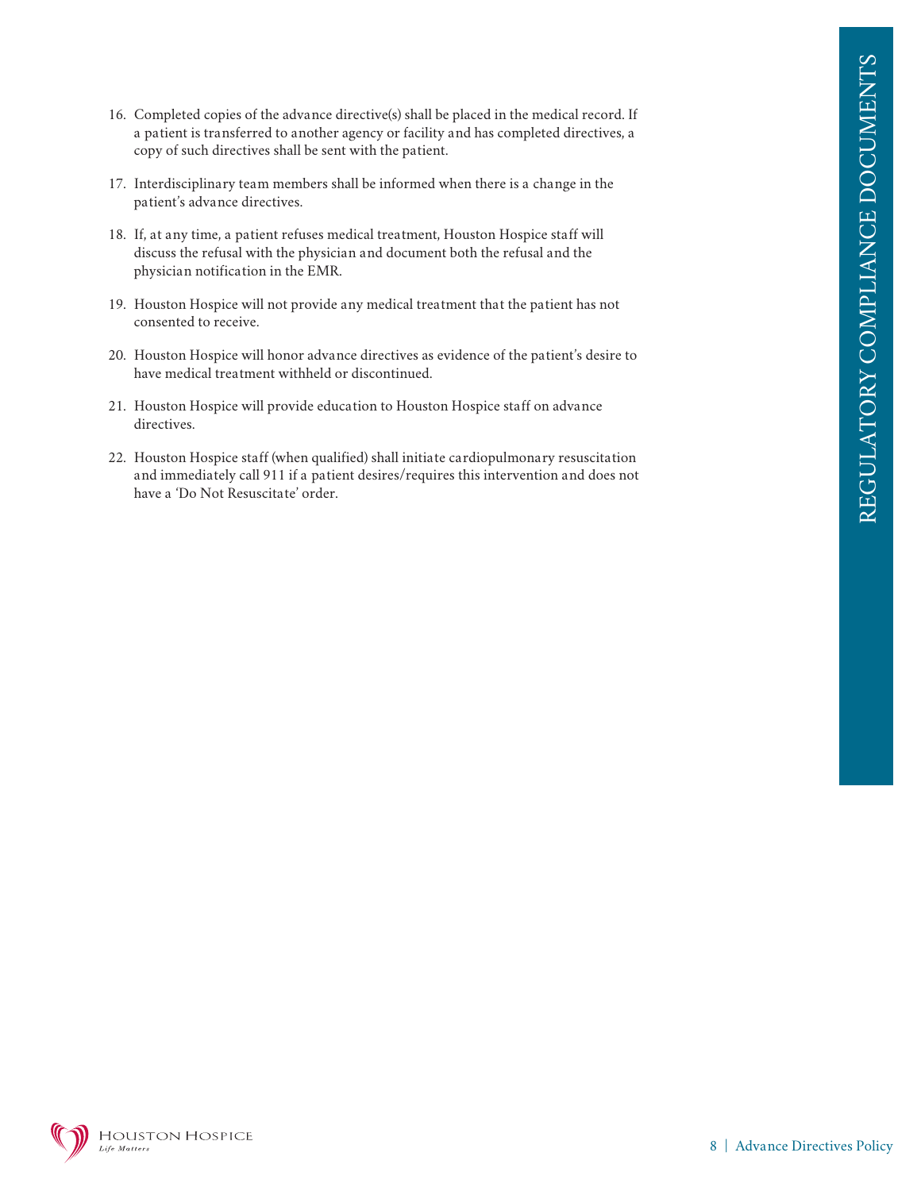16. Completed copies of the advance directive(s) shall be placed in the medical record. If a patient is transferred to another agency or facility and has completed directives, a copy of such directives shall be sent with the patient.

17. Interdisciplinary team members shall be informed when there is a change in the patient's advance directives.

18. If, at any time, a patient refuses medical treatment, Houston Hospice staff will discuss the refusal with the physician and document both the refusal and the physician notification in the EMR.

19. Houston Hospice will not provide any medical treatment that the patient has not consented to receive.

20. Houston Hospice will honor advance directives as evidence of the patient's desire to have medical treatment withheld or discontinued.

21. Houston Hospice will provide education to Houston Hospice staff on advance directives.

22. Houston Hospice staff (when qualified) shall initiate cardiopulmonary resuscitation and immediately call 911 if a patient desires/requires this intervention and does not have a 'Do Not Resuscitate' order.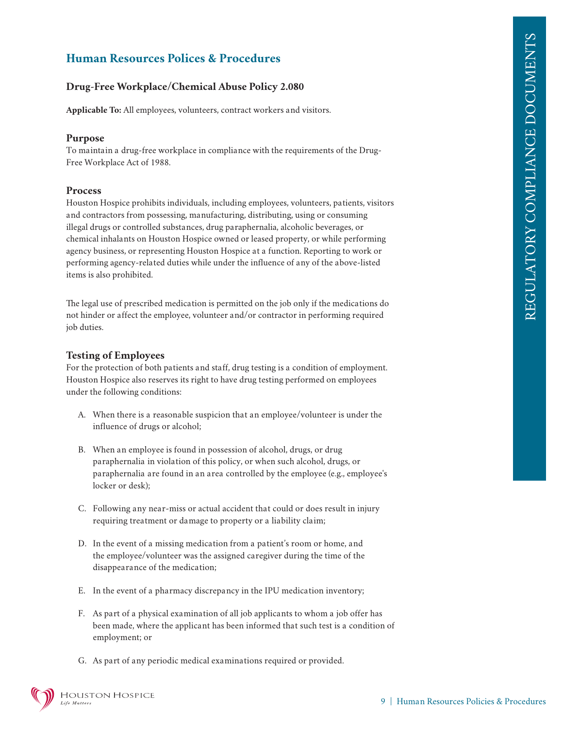## Human Resources Polices & Procedures

### Drug-Free Workplace/Chemical Abuse Policy 2.080

**Applicable To:** All employees, volunteers, contract workers and visitors.

#### Purpose

To maintain a drug-free workplace in compliance with the requirements of the Drug-Free Workplace Act of 1988.

#### Process

Houston Hospice prohibits individuals, including employees, volunteers, patients, visitors and contractors from possessing, manufacturing, distributing, using or consuming illegal drugs or controlled substances, drug paraphernalia, alcoholic beverages, or chemical inhalants on Houston Hospice owned or leased property, or while performing agency business, or representing Houston Hospice at a function. Reporting to work or performing agency-related duties while under the influence of any of the above-listed items is also prohibited.

The legal use of prescribed medication is permitted on the job only if the medications do not hinder or affect the employee, volunteer and/or contractor in performing required job duties.

#### Testing of Employees

For the protection of both patients and staff, drug testing is a condition of employment. Houston Hospice also reserves its right to have drug testing performed on employees under the following conditions:

A. When there is a reasonable suspicion that an employee/volunteer is under the influence of drugs or alcohol;

B. When an employee is found in possession of alcohol, drugs, or drug paraphernalia in violation of this policy, or when such alcohol, drugs, or paraphernalia are found in an area controlled by the employee (e.g., employee's locker or desk);

C. Following any near-miss or actual accident that could or does result in injury requiring treatment or damage to property or a liability claim;

D. In the event of a missing medication from a patient's room or home, and the employee/volunteer was the assigned caregiver during the time of the disappearance of the medication;

E. In the event of a pharmacy discrepancy in the IPU medication inventory;

F. As part of a physical examination of all job applicants to whom a job offer has been made, where the applicant has been informed that such test is a condition of employment; or

G. As part of any periodic medical examinations required or provided.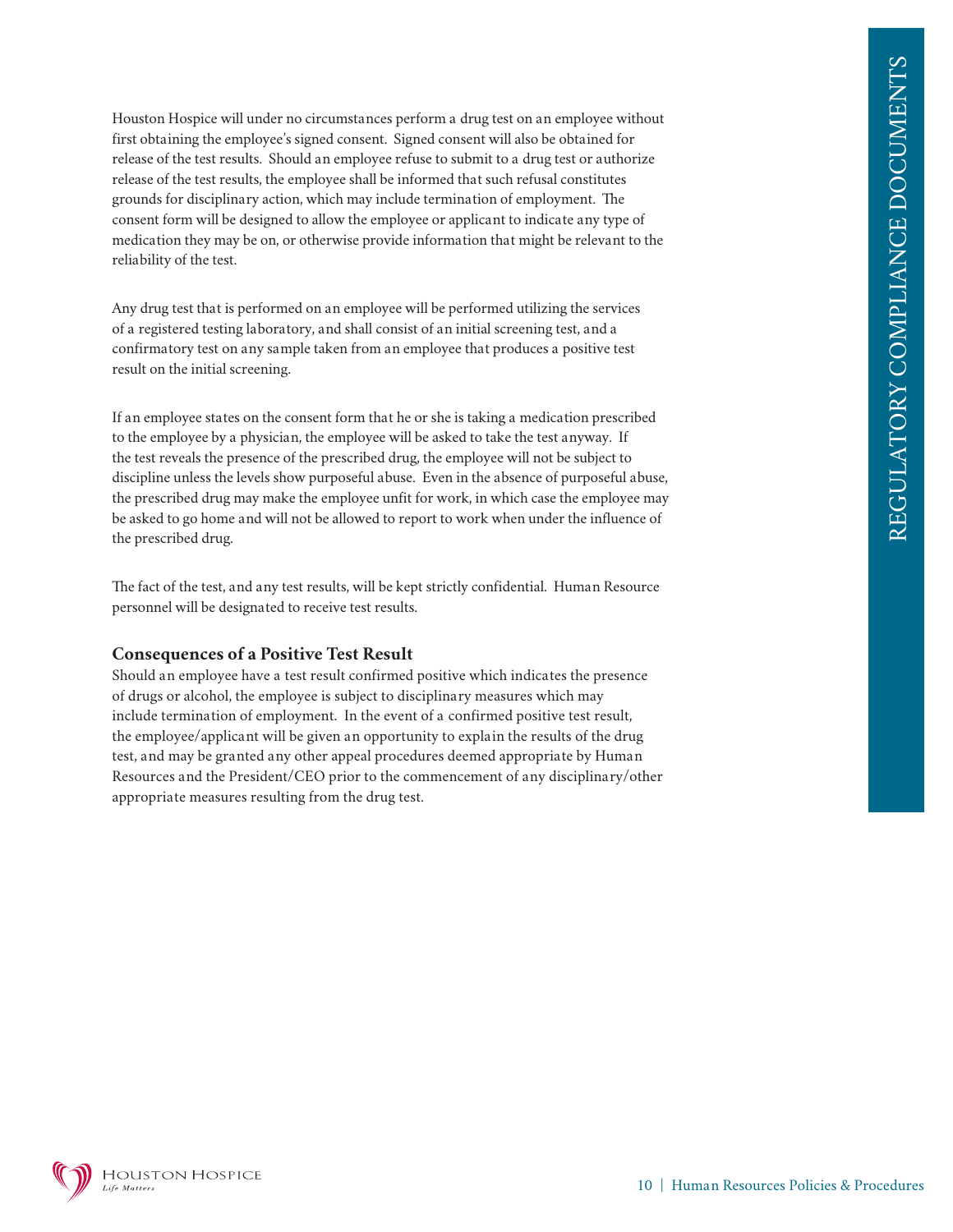Houston Hospice will under no circumstances perform a drug test on an employee without first obtaining the employee's signed consent. Signed consent will also be obtained for release of the test results. Should an employee refuse to submit to a drug test or authorize release of the test results, the employee shall be informed that such refusal constitutes grounds for disciplinary action, which may include termination of employment. The consent form will be designed to allow the employee or applicant to indicate any type of medication they may be on, or otherwise provide information that might be relevant to the reliability of the test.

Any drug test that is performed on an employee will be performed utilizing the services of a registered testing laboratory, and shall consist of an initial screening test, and a confirmatory test on any sample taken from an employee that produces a positive test result on the initial screening.

If an employee states on the consent form that he or she is taking a medication prescribed to the employee by a physician, the employee will be asked to take the test anyway. If the test reveals the presence of the prescribed drug, the employee will not be subject to discipline unless the levels show purposeful abuse. Even in the absence of purposeful abuse, the prescribed drug may make the employee unfit for work, in which case the employee may be asked to go home and will not be allowed to report to work when under the influence of the prescribed drug.

The fact of the test, and any test results, will be kept strictly confidential. Human Resource personnel will be designated to receive test results.

### Consequences of a Positive Test Result

Should an employee have a test result confirmed positive which indicates the presence of drugs or alcohol, the employee is subject to disciplinary measures which may include termination of employment. In the event of a confirmed positive test result, the employee/applicant will be given an opportunity to explain the results of the drug test, and may be granted any other appeal procedures deemed appropriate by Human Resources and the President/CEO prior to the commencement of any disciplinary/other appropriate measures resulting from the drug test.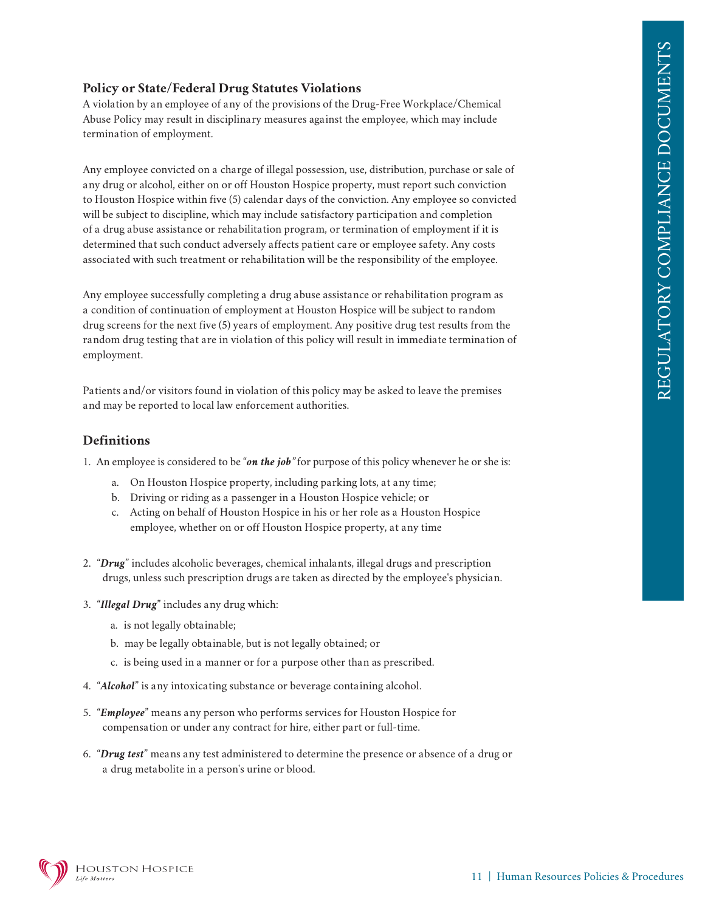### Policy or State/Federal Drug Statutes Violations

A violation by an employee of any of the provisions of the Drug-Free Workplace/Chemical Abuse Policy may result in disciplinary measures against the employee, which may include termination of employment.

Any employee convicted on a charge of illegal possession, use, distribution, purchase or sale of any drug or alcohol, either on or off Houston Hospice property, must report such conviction to Houston Hospice within five (5) calendar days of the conviction. Any employee so convicted will be subject to discipline, which may include satisfactory participation and completion of a drug abuse assistance or rehabilitation program, or termination of employment if it is determined that such conduct adversely affects patient care or employee safety. Any costs associated with such treatment or rehabilitation will be the responsibility of the employee.

Any employee successfully completing a drug abuse assistance or rehabilitation program as a condition of continuation of employment at Houston Hospice will be subject to random drug screens for the next five (5) years of employment. Any positive drug test results from the random drug testing that are in violation of this policy will result in immediate termination of employment.

Patients and/or visitors found in violation of this policy may be asked to leave the premises and may be reported to local law enforcement authorities.

### Definitions

1. An employee is considered to be "***on the job***" for purpose of this policy whenever he or she is:
   a. On Houston Hospice property, including parking lots, at any time;
   b. Driving or riding as a passenger in a Houston Hospice vehicle; or
   c. Acting on behalf of Houston Hospice in his or her role as a Houston Hospice employee, whether on or off Houston Hospice property, at any time
2. "***Drug***" includes alcoholic beverages, chemical inhalants, illegal drugs and prescription drugs, unless such prescription drugs are taken as directed by the employee's physician.
3. "***Illegal Drug***" includes any drug which:
   a. is not legally obtainable;
   b. may be legally obtainable, but is not legally obtained; or
   c. is being used in a manner or for a purpose other than as prescribed.
4. "***Alcohol***" is any intoxicating substance or beverage containing alcohol.
5. "***Employee***" means any person who performs services for Houston Hospice for compensation or under any contract for hire, either part or full-time.
6. "***Drug test***" means any test administered to determine the presence or absence of a drug or a drug metabolite in a person's urine or blood.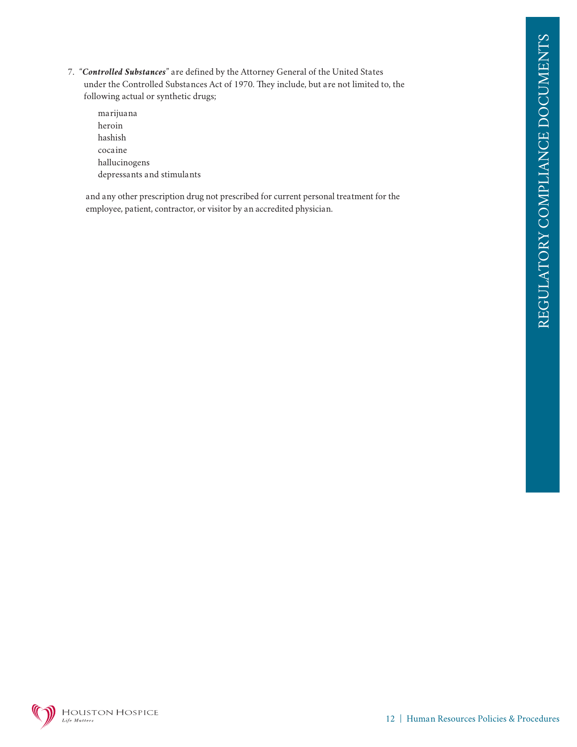7. "***Controlled Substances***" are defined by the Attorney General of the United States under the Controlled Substances Act of 1970. They include, but are not limited to, the following actual or synthetic drugs;

   marijuana
   heroin
   hashish
   cocaine
   hallucinogens
   depressants and stimulants

   and any other prescription drug not prescribed for current personal treatment for the employee, patient, contractor, or visitor by an accredited physician.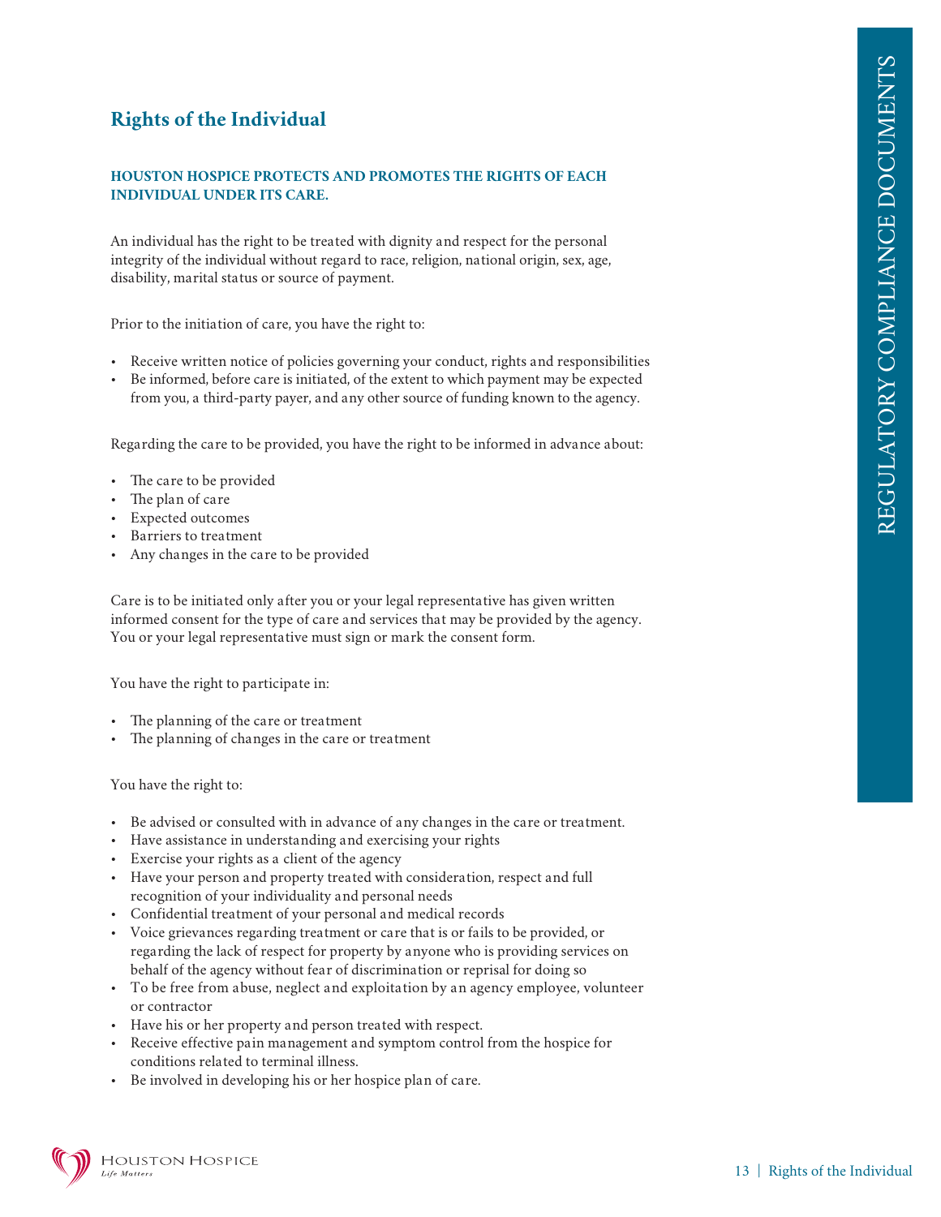## Rights of the Individual

**HOUSTON HOSPICE PROTECTS AND PROMOTES THE RIGHTS OF EACH INDIVIDUAL UNDER ITS CARE.**

An individual has the right to be treated with dignity and respect for the personal integrity of the individual without regard to race, religion, national origin, sex, age, disability, marital status or source of payment.

Prior to the initiation of care, you have the right to:

- Receive written notice of policies governing your conduct, rights and responsibilities
- Be informed, before care is initiated, of the extent to which payment may be expected from you, a third-party payer, and any other source of funding known to the agency.

Regarding the care to be provided, you have the right to be informed in advance about:

- The care to be provided
- The plan of care
- Expected outcomes
- Barriers to treatment
- Any changes in the care to be provided

Care is to be initiated only after you or your legal representative has given written informed consent for the type of care and services that may be provided by the agency. You or your legal representative must sign or mark the consent form.

You have the right to participate in:

- The planning of the care or treatment
- The planning of changes in the care or treatment

You have the right to:

- Be advised or consulted with in advance of any changes in the care or treatment.
- Have assistance in understanding and exercising your rights
- Exercise your rights as a client of the agency
- Have your person and property treated with consideration, respect and full recognition of your individuality and personal needs
- Confidential treatment of your personal and medical records
- Voice grievances regarding treatment or care that is or fails to be provided, or regarding the lack of respect for property by anyone who is providing services on behalf of the agency without fear of discrimination or reprisal for doing so
- To be free from abuse, neglect and exploitation by an agency employee, volunteer or contractor
- Have his or her property and person treated with respect.
- Receive effective pain management and symptom control from the hospice for conditions related to terminal illness.
- Be involved in developing his or her hospice plan of care.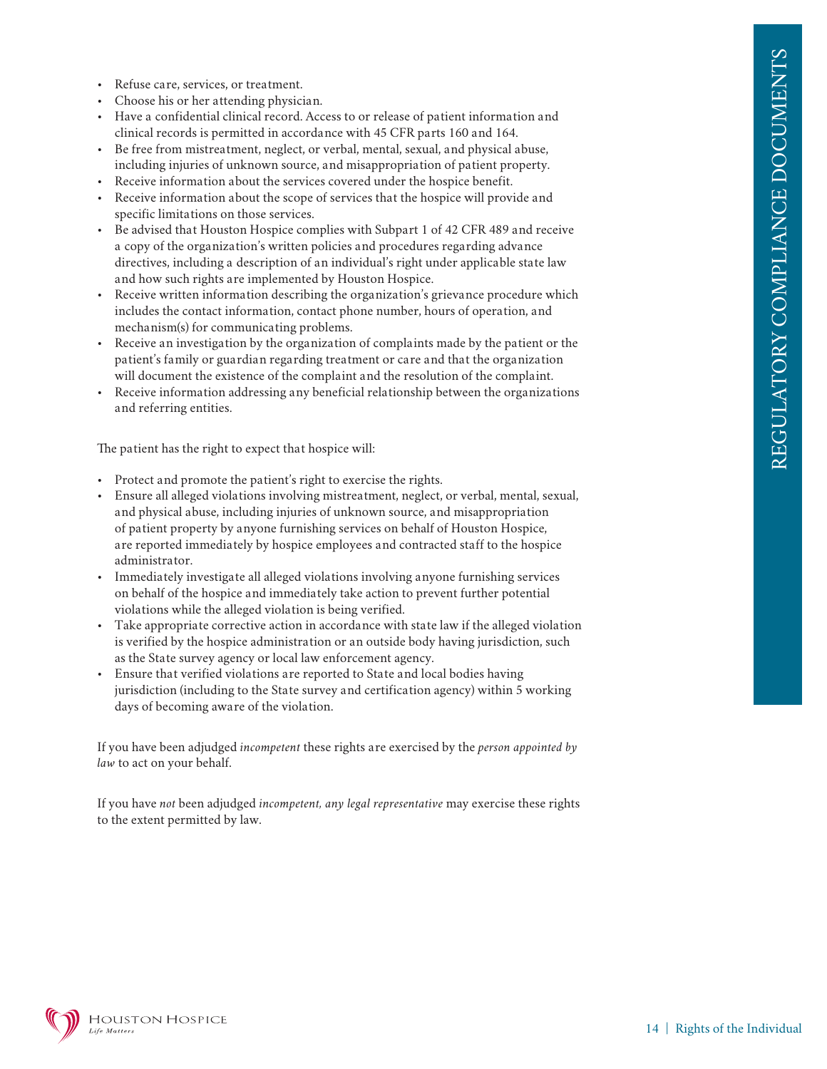- Refuse care, services, or treatment.
- Choose his or her attending physician.
- Have a confidential clinical record. Access to or release of patient information and clinical records is permitted in accordance with 45 CFR parts 160 and 164.
- Be free from mistreatment, neglect, or verbal, mental, sexual, and physical abuse, including injuries of unknown source, and misappropriation of patient property.
- Receive information about the services covered under the hospice benefit.
- Receive information about the scope of services that the hospice will provide and specific limitations on those services.
- Be advised that Houston Hospice complies with Subpart 1 of 42 CFR 489 and receive a copy of the organization's written policies and procedures regarding advance directives, including a description of an individual's right under applicable state law and how such rights are implemented by Houston Hospice.
- Receive written information describing the organization's grievance procedure which includes the contact information, contact phone number, hours of operation, and mechanism(s) for communicating problems.
- Receive an investigation by the organization of complaints made by the patient or the patient's family or guardian regarding treatment or care and that the organization will document the existence of the complaint and the resolution of the complaint.
- Receive information addressing any beneficial relationship between the organizations and referring entities.

The patient has the right to expect that hospice will:

- Protect and promote the patient's right to exercise the rights.
- Ensure all alleged violations involving mistreatment, neglect, or verbal, mental, sexual, and physical abuse, including injuries of unknown source, and misappropriation of patient property by anyone furnishing services on behalf of Houston Hospice, are reported immediately by hospice employees and contracted staff to the hospice administrator.
- Immediately investigate all alleged violations involving anyone furnishing services on behalf of the hospice and immediately take action to prevent further potential violations while the alleged violation is being verified.
- Take appropriate corrective action in accordance with state law if the alleged violation is verified by the hospice administration or an outside body having jurisdiction, such as the State survey agency or local law enforcement agency.
- Ensure that verified violations are reported to State and local bodies having jurisdiction (including to the State survey and certification agency) within 5 working days of becoming aware of the violation.

If you have been adjudged *incompetent* these rights are exercised by the *person appointed by law* to act on your behalf.

If you have *not* been adjudged *incompetent, any legal representative* may exercise these rights to the extent permitted by law.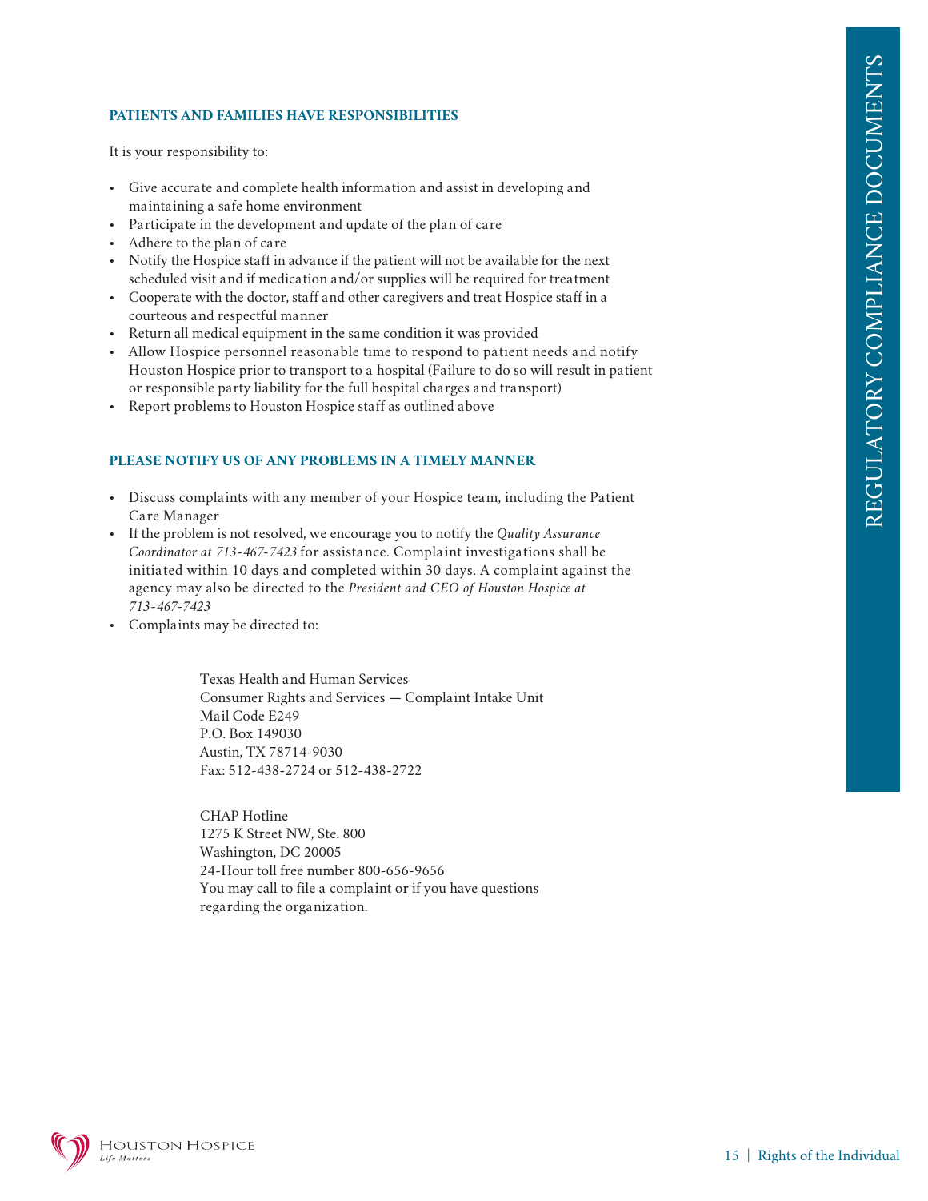## PATIENTS AND FAMILIES HAVE RESPONSIBILITIES

It is your responsibility to:

- Give accurate and complete health information and assist in developing and maintaining a safe home environment
- Participate in the development and update of the plan of care
- Adhere to the plan of care
- Notify the Hospice staff in advance if the patient will not be available for the next scheduled visit and if medication and/or supplies will be required for treatment
- Cooperate with the doctor, staff and other caregivers and treat Hospice staff in a courteous and respectful manner
- Return all medical equipment in the same condition it was provided
- Allow Hospice personnel reasonable time to respond to patient needs and notify Houston Hospice prior to transport to a hospital (Failure to do so will result in patient or responsible party liability for the full hospital charges and transport)
- Report problems to Houston Hospice staff as outlined above

## PLEASE NOTIFY US OF ANY PROBLEMS IN A TIMELY MANNER

- Discuss complaints with any member of your Hospice team, including the Patient Care Manager
- If the problem is not resolved, we encourage you to notify the *Quality Assurance Coordinator at 713-467-7423* for assistance. Complaint investigations shall be initiated within 10 days and completed within 30 days. A complaint against the agency may also be directed to the *President and CEO of Houston Hospice at 713-467-7423*
- Complaints may be directed to:

Texas Health and Human Services
Consumer Rights and Services — Complaint Intake Unit
Mail Code E249
P.O. Box 149030
Austin, TX 78714-9030
Fax: 512-438-2724 or 512-438-2722

CHAP Hotline
1275 K Street NW, Ste. 800
Washington, DC 20005
24-Hour toll free number 800-656-9656
You may call to file a complaint or if you have questions regarding the organization.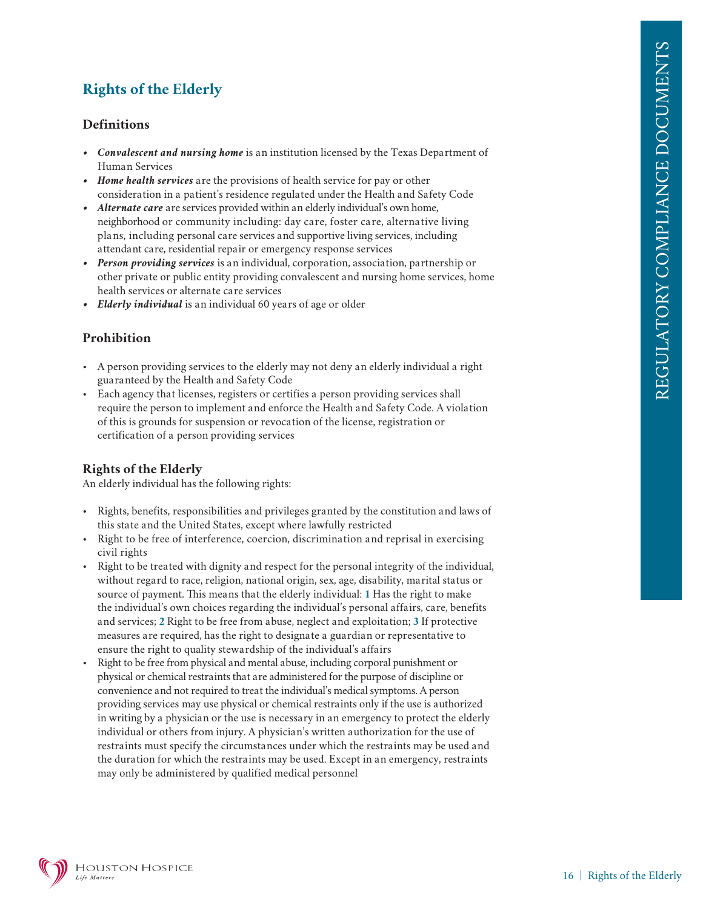## Rights of the Elderly

### Definitions

- ***Convalescent and nursing home*** is an institution licensed by the Texas Department of Human Services
- ***Home health services*** are the provisions of health service for pay or other consideration in a patient's residence regulated under the Health and Safety Code
- ***Alternate care*** are services provided within an elderly individual's own home, neighborhood or community including: day care, foster care, alternative living plans, including personal care services and supportive living services, including attendant care, residential repair or emergency response services
- ***Person providing services*** is an individual, corporation, association, partnership or other private or public entity providing convalescent and nursing home services, home health services or alternate care services
- ***Elderly individual*** is an individual 60 years of age or older

### Prohibition

- A person providing services to the elderly may not deny an elderly individual a right guaranteed by the Health and Safety Code
- Each agency that licenses, registers or certifies a person providing services shall require the person to implement and enforce the Health and Safety Code. A violation of this is grounds for suspension or revocation of the license, registration or certification of a person providing services

### Rights of the Elderly

An elderly individual has the following rights:

- Rights, benefits, responsibilities and privileges granted by the constitution and laws of this state and the United States, except where lawfully restricted
- Right to be free of interference, coercion, discrimination and reprisal in exercising civil rights
- Right to be treated with dignity and respect for the personal integrity of the individual, without regard to race, religion, national origin, sex, age, disability, marital status or source of payment. This means that the elderly individual: **1** Has the right to make the individual's own choices regarding the individual's personal affairs, care, benefits and services; **2** Right to be free from abuse, neglect and exploitation; **3** If protective measures are required, has the right to designate a guardian or representative to ensure the right to quality stewardship of the individual's affairs
- Right to be free from physical and mental abuse, including corporal punishment or physical or chemical restraints that are administered for the purpose of discipline or convenience and not required to treat the individual's medical symptoms. A person providing services may use physical or chemical restraints only if the use is authorized in writing by a physician or the use is necessary in an emergency to protect the elderly individual or others from injury. A physician's written authorization for the use of restraints must specify the circumstances under which the restraints may be used and the duration for which the restraints may be used. Except in an emergency, restraints may only be administered by qualified medical personnel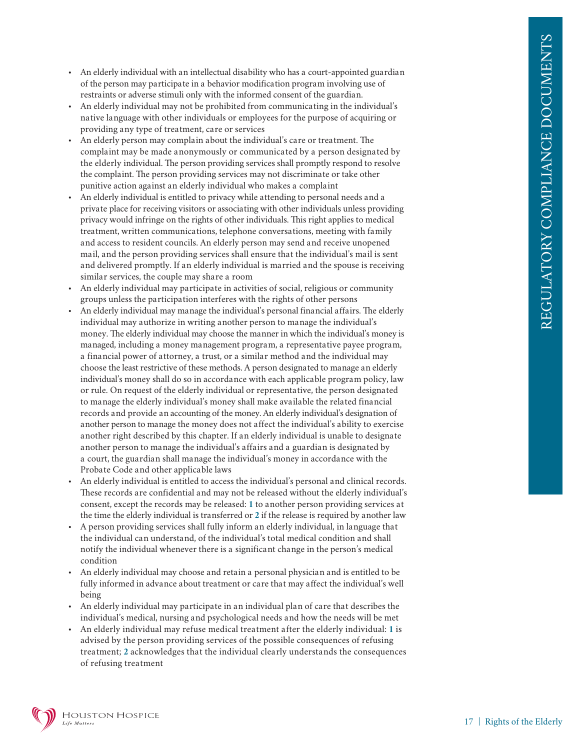- An elderly individual with an intellectual disability who has a court-appointed guardian of the person may participate in a behavior modification program involving use of restraints or adverse stimuli only with the informed consent of the guardian.
- An elderly individual may not be prohibited from communicating in the individual's native language with other individuals or employees for the purpose of acquiring or providing any type of treatment, care or services
- An elderly person may complain about the individual's care or treatment. The complaint may be made anonymously or communicated by a person designated by the elderly individual. The person providing services shall promptly respond to resolve the complaint. The person providing services may not discriminate or take other punitive action against an elderly individual who makes a complaint
- An elderly individual is entitled to privacy while attending to personal needs and a private place for receiving visitors or associating with other individuals unless providing privacy would infringe on the rights of other individuals. This right applies to medical treatment, written communications, telephone conversations, meeting with family and access to resident councils. An elderly person may send and receive unopened mail, and the person providing services shall ensure that the individual's mail is sent and delivered promptly. If an elderly individual is married and the spouse is receiving similar services, the couple may share a room
- An elderly individual may participate in activities of social, religious or community groups unless the participation interferes with the rights of other persons
- An elderly individual may manage the individual's personal financial affairs. The elderly individual may authorize in writing another person to manage the individual's money. The elderly individual may choose the manner in which the individual's money is managed, including a money management program, a representative payee program, a financial power of attorney, a trust, or a similar method and the individual may choose the least restrictive of these methods. A person designated to manage an elderly individual's money shall do so in accordance with each applicable program policy, law or rule. On request of the elderly individual or representative, the person designated to manage the elderly individual's money shall make available the related financial records and provide an accounting of the money. An elderly individual's designation of another person to manage the money does not affect the individual's ability to exercise another right described by this chapter. If an elderly individual is unable to designate another person to manage the individual's affairs and a guardian is designated by a court, the guardian shall manage the individual's money in accordance with the Probate Code and other applicable laws
- An elderly individual is entitled to access the individual's personal and clinical records. These records are confidential and may not be released without the elderly individual's consent, except the records may be released: **1** to another person providing services at the time the elderly individual is transferred or **2** if the release is required by another law
- A person providing services shall fully inform an elderly individual, in language that the individual can understand, of the individual's total medical condition and shall notify the individual whenever there is a significant change in the person's medical condition
- An elderly individual may choose and retain a personal physician and is entitled to be fully informed in advance about treatment or care that may affect the individual's well being
- An elderly individual may participate in an individual plan of care that describes the individual's medical, nursing and psychological needs and how the needs will be met
- An elderly individual may refuse medical treatment after the elderly individual: **1** is advised by the person providing services of the possible consequences of refusing treatment; **2** acknowledges that the individual clearly understands the consequences of refusing treatment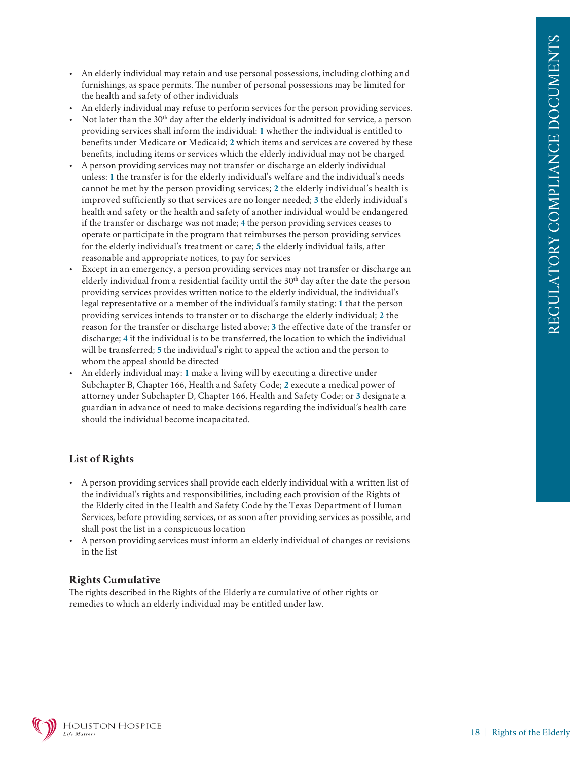- An elderly individual may retain and use personal possessions, including clothing and furnishings, as space permits. The number of personal possessions may be limited for the health and safety of other individuals
- An elderly individual may refuse to perform services for the person providing services.
- Not later than the 30th day after the elderly individual is admitted for service, a person providing services shall inform the individual: **1** whether the individual is entitled to benefits under Medicare or Medicaid; **2** which items and services are covered by these benefits, including items or services which the elderly individual may not be charged
- A person providing services may not transfer or discharge an elderly individual unless: **1** the transfer is for the elderly individual's welfare and the individual's needs cannot be met by the person providing services; **2** the elderly individual's health is improved sufficiently so that services are no longer needed; **3** the elderly individual's health and safety or the health and safety of another individual would be endangered if the transfer or discharge was not made; **4** the person providing services ceases to operate or participate in the program that reimburses the person providing services for the elderly individual's treatment or care; **5** the elderly individual fails, after reasonable and appropriate notices, to pay for services
- Except in an emergency, a person providing services may not transfer or discharge an elderly individual from a residential facility until the 30th day after the date the person providing services provides written notice to the elderly individual, the individual's legal representative or a member of the individual's family stating: **1** that the person providing services intends to transfer or to discharge the elderly individual; **2** the reason for the transfer or discharge listed above; **3** the effective date of the transfer or discharge; **4** if the individual is to be transferred, the location to which the individual will be transferred; **5** the individual's right to appeal the action and the person to whom the appeal should be directed
- An elderly individual may: **1** make a living will by executing a directive under Subchapter B, Chapter 166, Health and Safety Code; **2** execute a medical power of attorney under Subchapter D, Chapter 166, Health and Safety Code; or **3** designate a guardian in advance of need to make decisions regarding the individual's health care should the individual become incapacitated.

### List of Rights

- A person providing services shall provide each elderly individual with a written list of the individual's rights and responsibilities, including each provision of the Rights of the Elderly cited in the Health and Safety Code by the Texas Department of Human Services, before providing services, or as soon after providing services as possible, and shall post the list in a conspicuous location
- A person providing services must inform an elderly individual of changes or revisions in the list

### Rights Cumulative

The rights described in the Rights of the Elderly are cumulative of other rights or remedies to which an elderly individual may be entitled under law.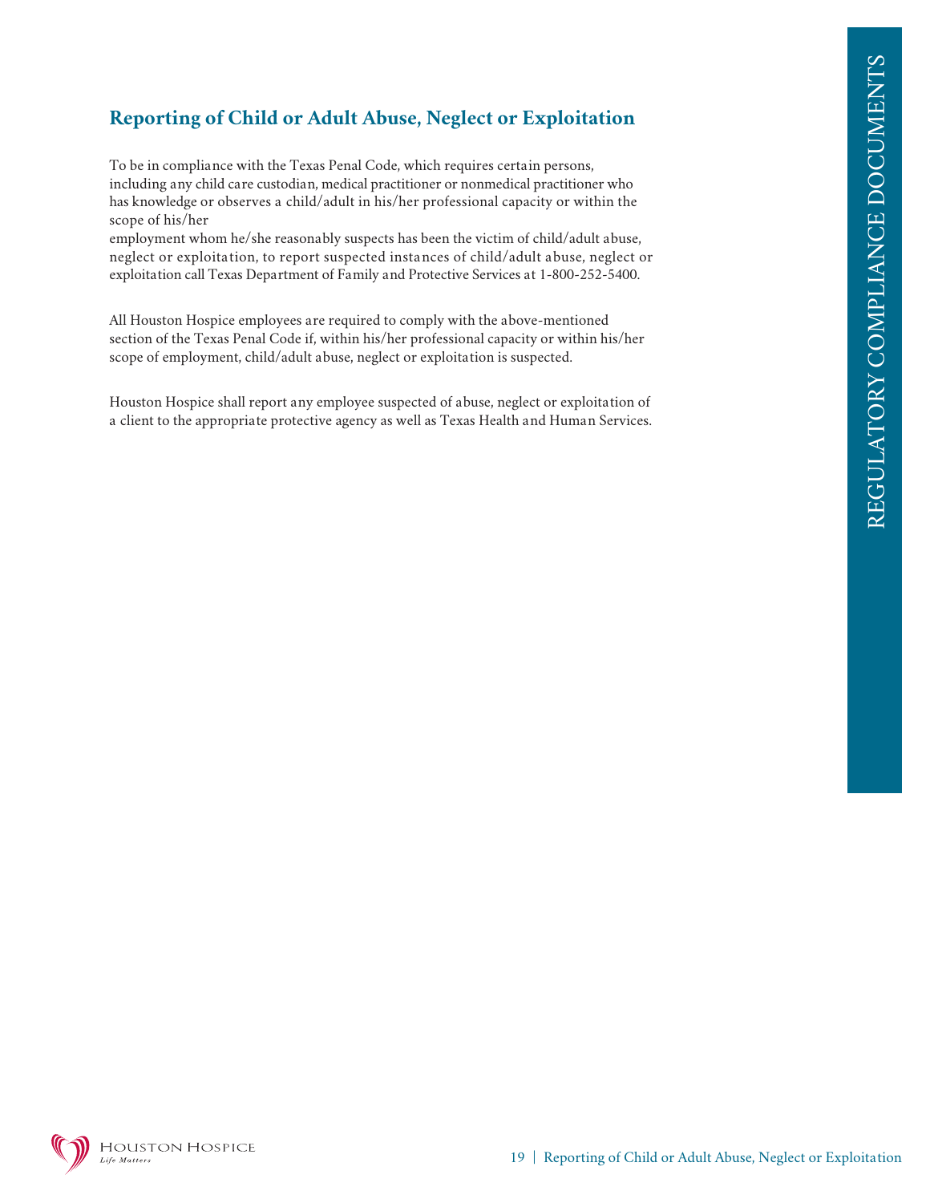## Reporting of Child or Adult Abuse, Neglect or Exploitation

To be in compliance with the Texas Penal Code, which requires certain persons, including any child care custodian, medical practitioner or nonmedical practitioner who has knowledge or observes a child/adult in his/her professional capacity or within the scope of his/her employment whom he/she reasonably suspects has been the victim of child/adult abuse, neglect or exploitation, to report suspected instances of child/adult abuse, neglect or exploitation call Texas Department of Family and Protective Services at 1-800-252-5400.

All Houston Hospice employees are required to comply with the above-mentioned section of the Texas Penal Code if, within his/her professional capacity or within his/her scope of employment, child/adult abuse, neglect or exploitation is suspected.

Houston Hospice shall report any employee suspected of abuse, neglect or exploitation of a client to the appropriate protective agency as well as Texas Health and Human Services.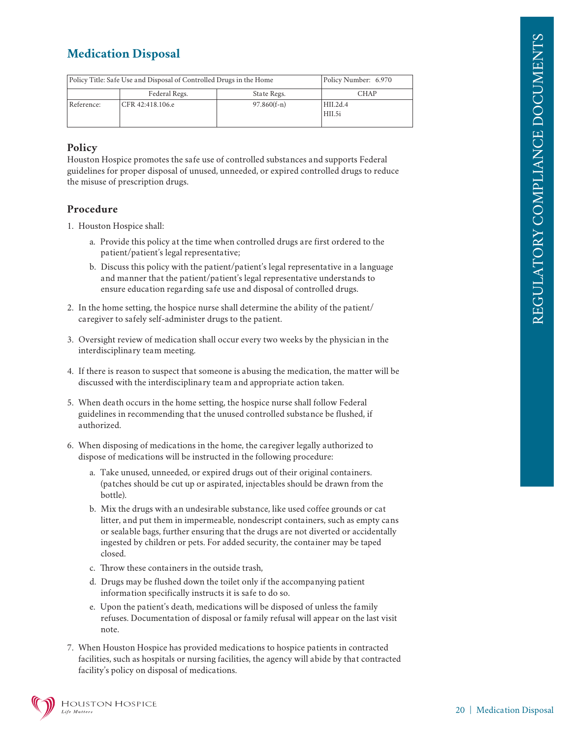# Medication Disposal

| Policy Title: Safe Use and Disposal of Controlled Drugs in the Home | | | Policy Number: 6.970 |
|---|---|---|---|
| | Federal Regs. | State Regs. | CHAP |
| Reference: | CFR 42:418.106.e | 97.860(f-n) | HII.2d.4<br>HII.5i |

## Policy

Houston Hospice promotes the safe use of controlled substances and supports Federal guidelines for proper disposal of unused, unneeded, or expired controlled drugs to reduce the misuse of prescription drugs.

## Procedure

1. Houston Hospice shall:
   a. Provide this policy at the time when controlled drugs are first ordered to the patient/patient's legal representative;
   b. Discuss this policy with the patient/patient's legal representative in a language and manner that the patient/patient's legal representative understands to ensure education regarding safe use and disposal of controlled drugs.
2. In the home setting, the hospice nurse shall determine the ability of the patient/caregiver to safely self-administer drugs to the patient.
3. Oversight review of medication shall occur every two weeks by the physician in the interdisciplinary team meeting.
4. If there is reason to suspect that someone is abusing the medication, the matter will be discussed with the interdisciplinary team and appropriate action taken.
5. When death occurs in the home setting, the hospice nurse shall follow Federal guidelines in recommending that the unused controlled substance be flushed, if authorized.
6. When disposing of medications in the home, the caregiver legally authorized to dispose of medications will be instructed in the following procedure:
   a. Take unused, unneeded, or expired drugs out of their original containers. (patches should be cut up or aspirated, injectables should be drawn from the bottle).
   b. Mix the drugs with an undesirable substance, like used coffee grounds or cat litter, and put them in impermeable, nondescript containers, such as empty cans or sealable bags, further ensuring that the drugs are not diverted or accidentally ingested by children or pets. For added security, the container may be taped closed.
   c. Throw these containers in the outside trash,
   d. Drugs may be flushed down the toilet only if the accompanying patient information specifically instructs it is safe to do so.
   e. Upon the patient's death, medications will be disposed of unless the family refuses. Documentation of disposal or family refusal will appear on the last visit note.
7. When Houston Hospice has provided medications to hospice patients in contracted facilities, such as hospitals or nursing facilities, the agency will abide by that contracted facility's policy on disposal of medications.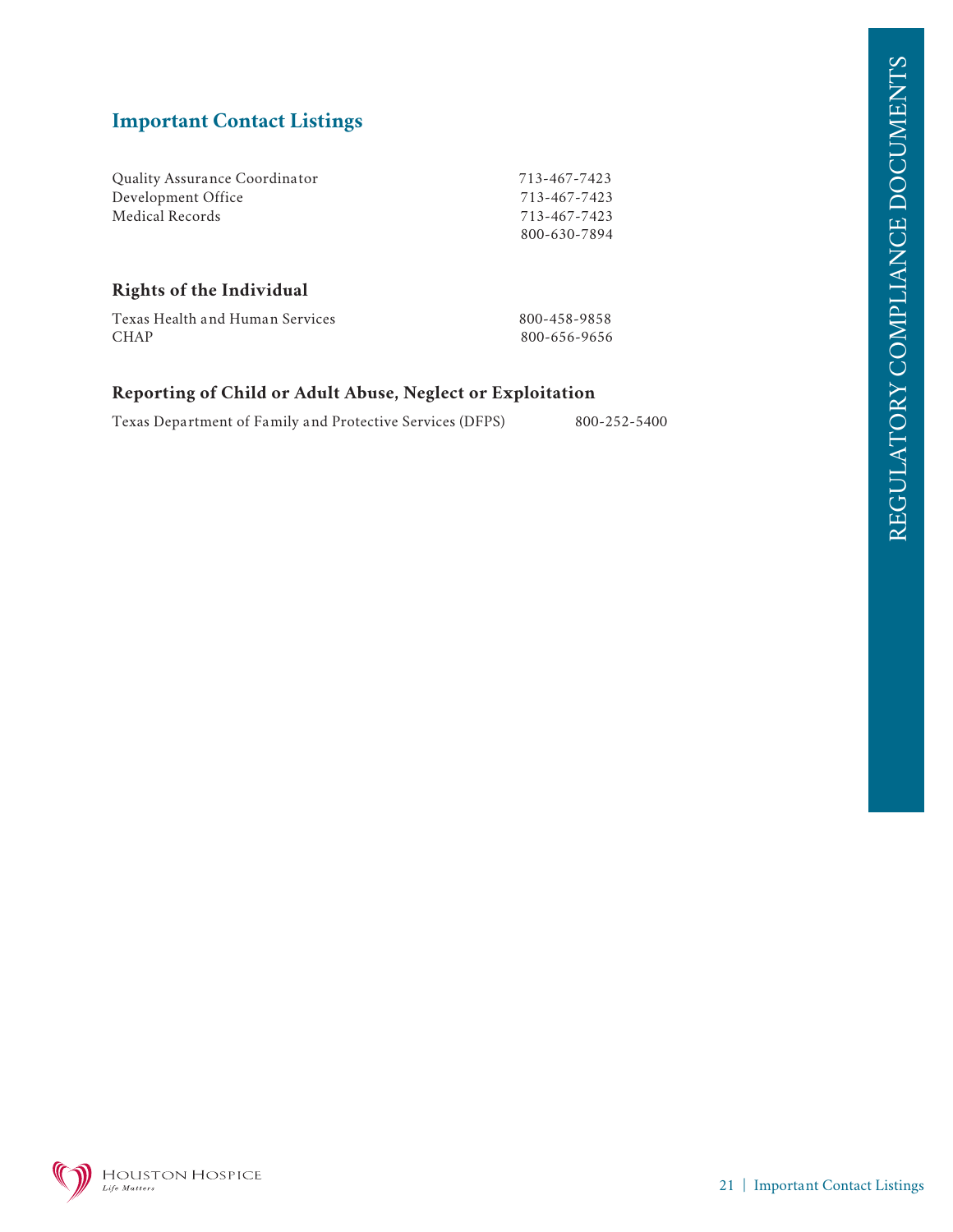## Important Contact Listings

| | |
|---|---|
| Quality Assurance Coordinator | 713-467-7423 |
| Development Office | 713-467-7423 |
| Medical Records | 713-467-7423 |
| | 800-630-7894 |

### Rights of the Individual

| | |
|---|---|
| Texas Health and Human Services | 800-458-9858 |
| CHAP | 800-656-9656 |

### Reporting of Child or Adult Abuse, Neglect or Exploitation

| | |
|---|---|
| Texas Department of Family and Protective Services (DFPS) | 800-252-5400 |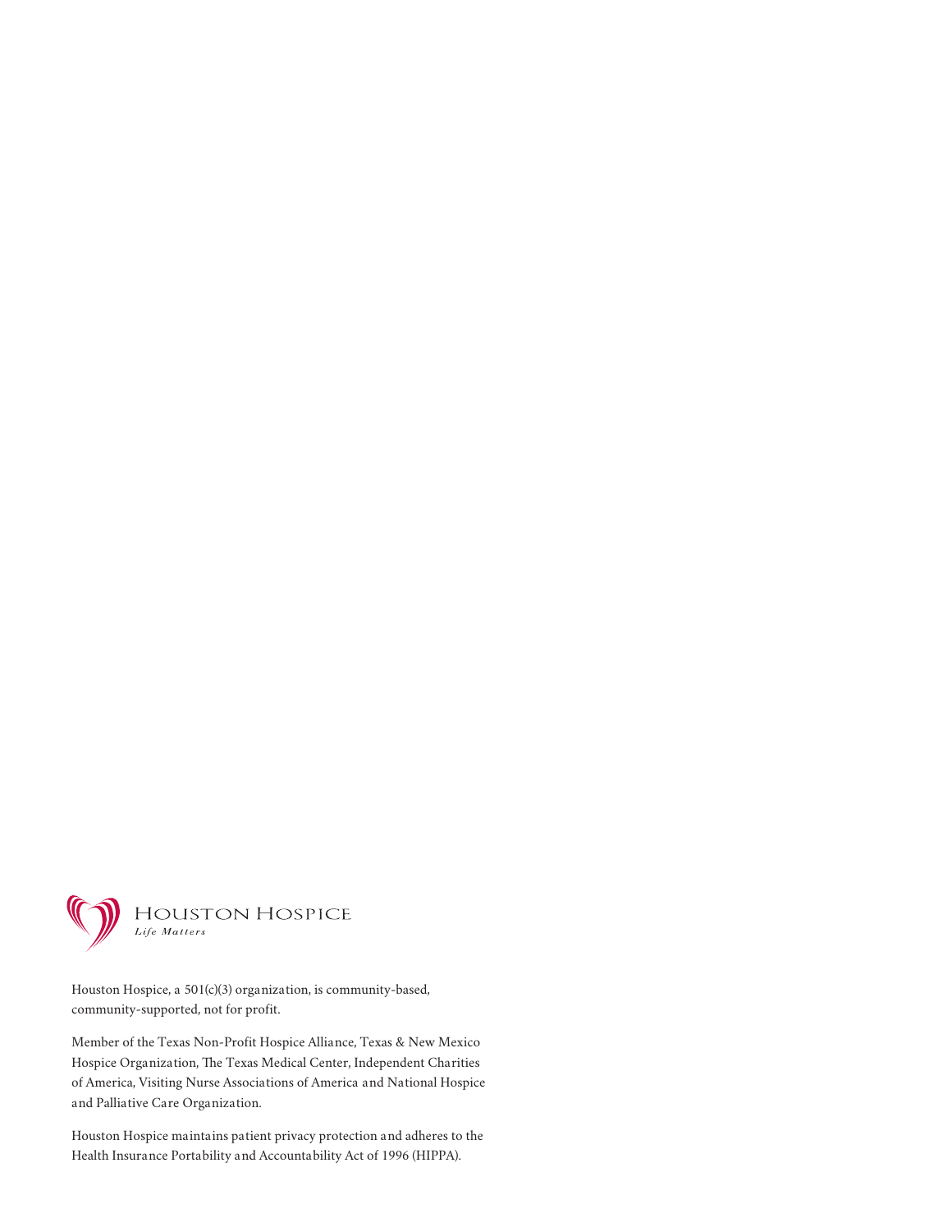HOUSTON HOSPICE
*Life Matters*

Houston Hospice, a 501(c)(3) organization, is community-based, community-supported, not for profit.

Member of the Texas Non-Profit Hospice Alliance, Texas & New Mexico Hospice Organization, The Texas Medical Center, Independent Charities of America, Visiting Nurse Associations of America and National Hospice and Palliative Care Organization.

Houston Hospice maintains patient privacy protection and adheres to the Health Insurance Portability and Accountability Act of 1996 (HIPPA).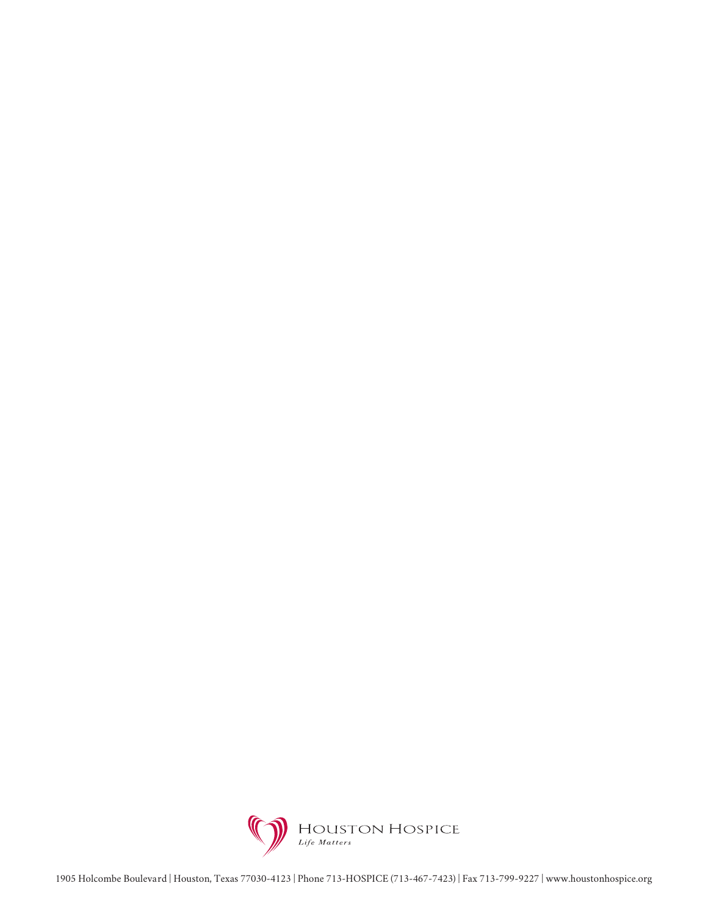HOUSTON HOSPICE
*Life Matters*

1905 Holcombe Boulevard | Houston, Texas 77030-4123 | Phone 713-HOSPICE (713-467-7423) | Fax 713-799-9227 | www.houstonhospice.org